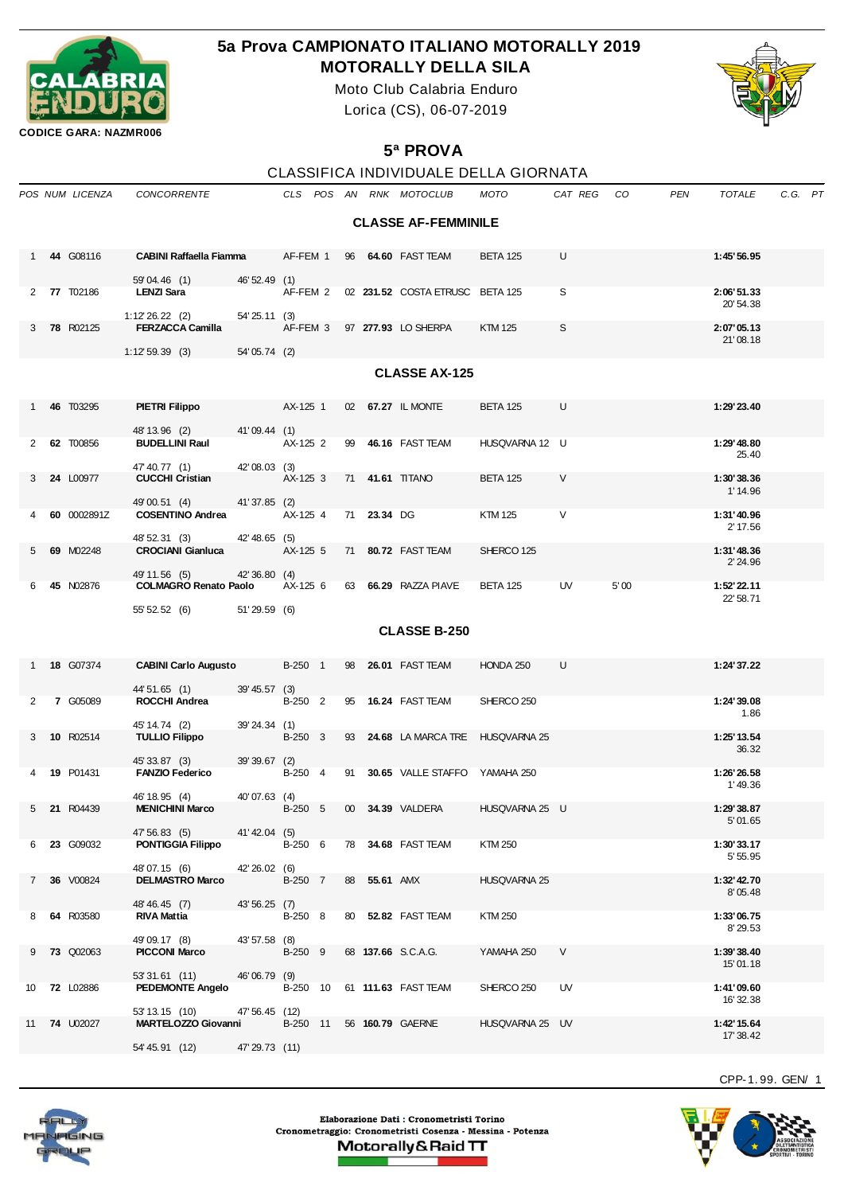# 5a Prova CAMPIONATO ITALIANO MOTORALLY 2019
## MOTORALLY DELLA SILA

Moto Club Calabria Enduro

Lorica (CS), 06-07-2019

CODICE GARA: NAZMR006

## 5ª PROVA

CLASSIFICA INDIVIDUALE DELLA GIORNATA

### CLASSE AF-FEMMINILE

| POS | NUM | LICENZA | CONCORRENTE | | CLS | POS | AN | RNK | MOTOCLUB | MOTO | CAT | REG | CO | PEN | TOTALE | C.G. | PT |
|---|---|---|---|---|---|---|---|---|---|---|---|---|---|---|---|---|---|
| 1 | **44** | G08116 | **CABINI Raffaella Fiamma** | | AF-FEM | 1 | 96 | **64.60** | FAST TEAM | BETA 125 | U | | | | **1:45'56.95** | | |
| | | | 59'04.46 (1) | 46'52.49 (1) | | | | | | | | | | | | | |
| 2 | **77** | T02186 | **LENZI Sara** | | AF-FEM | 2 | 02 | **231.52** | COSTA ETRUSC | BETA 125 | S | | | | **2:06'51.33** 20'54.38 | | |
| | | | 1:12'26.22 (2) | 54'25.11 (3) | | | | | | | | | | | | | |
| 3 | **78** | R02125 | **FERZACCA Camilla** | | AF-FEM | 3 | 97 | **277.93** | LO SHERPA | KTM 125 | S | | | | **2:07'05.13** 21'08.18 | | |
| | | | 1:12'59.39 (3) | 54'05.74 (2) | | | | | | | | | | | | | |

### CLASSE AX-125

| POS | NUM | LICENZA | CONCORRENTE | | CLS | POS | AN | RNK | MOTOCLUB | MOTO | CAT | REG | CO | PEN | TOTALE | C.G. | PT |
|---|---|---|---|---|---|---|---|---|---|---|---|---|---|---|---|---|---|
| 1 | **46** | T03295 | **PIETRI Filippo** | | AX-125 | 1 | 02 | **67.27** | IL MONTE | BETA 125 | U | | | | **1:29'23.40** | | |
| | | | 48'13.96 (2) | 41'09.44 (1) | | | | | | | | | | | | | |
| 2 | **62** | T00856 | **BUDELLINI Raul** | | AX-125 | 2 | 99 | **46.16** | FAST TEAM | HUSQVARNA 12 | U | | | | **1:29'48.80** 25.40 | | |
| | | | 47'40.77 (1) | 42'08.03 (3) | | | | | | | | | | | | | |
| 3 | **24** | L00977 | **CUCCHI Cristian** | | AX-125 | 3 | 71 | **41.61** | TITANO | BETA 125 | V | | | | **1:30'38.36** 1'14.96 | | |
| | | | 49'00.51 (4) | 41'37.85 (2) | | | | | | | | | | | | | |
| 4 | **60** | 0002891Z | **COSENTINO Andrea** | | AX-125 | 4 | 71 | **23.34** | DG | KTM 125 | V | | | | **1:31'40.96** 2'17.56 | | |
| | | | 48'52.31 (3) | 42'48.65 (5) | | | | | | | | | | | | | |
| 5 | **69** | M02248 | **CROCIANI Gianluca** | | AX-125 | 5 | 71 | **80.72** | FAST TEAM | SHERCO 125 | | | | | **1:31'48.36** 2'24.96 | | |
| | | | 49'11.56 (5) | 42'36.80 (4) | | | | | | | | | | | | | |
| 6 | **45** | N02876 | **COLMAGRO Renato Paolo** | | AX-125 | 6 | 63 | **66.29** | RAZZA PIAVE | BETA 125 | UV | | 5'00 | | **1:52'22.11** 22'58.71 | | |
| | | | 55'52.52 (6) | 51'29.59 (6) | | | | | | | | | | | | | |

### CLASSE B-250

| POS | NUM | LICENZA | CONCORRENTE | | CLS | POS | AN | RNK | MOTOCLUB | MOTO | CAT | REG | CO | PEN | TOTALE | C.G. | PT |
|---|---|---|---|---|---|---|---|---|---|---|---|---|---|---|---|---|---|
| 1 | **18** | G07374 | **CABINI Carlo Augusto** | | B-250 | 1 | 98 | **26.01** | FAST TEAM | HONDA 250 | U | | | | **1:24'37.22** | | |
| | | | 44'51.65 (1) | 39'45.57 (3) | | | | | | | | | | | | | |
| 2 | **7** | G05089 | **ROCCHI Andrea** | | B-250 | 2 | 95 | **16.24** | FAST TEAM | SHERCO 250 | | | | | **1:24'39.08** 1.86 | | |
| | | | 45'14.74 (2) | 39'24.34 (1) | | | | | | | | | | | | | |
| 3 | **10** | R02514 | **TULLIO Filippo** | | B-250 | 3 | 93 | **24.68** | LA MARCA TRE | HUSQVARNA 25 | | | | | **1:25'13.54** 36.32 | | |
| | | | 45'33.87 (3) | 39'39.67 (2) | | | | | | | | | | | | | |
| 4 | **19** | P01431 | **FANZIO Federico** | | B-250 | 4 | 91 | **30.65** | VALLE STAFFO | YAMAHA 250 | | | | | **1:26'26.58** 1'49.36 | | |
| | | | 46'18.95 (4) | 40'07.63 (4) | | | | | | | | | | | | | |
| 5 | **21** | R04439 | **MENICHINI Marco** | | B-250 | 5 | 00 | **34.39** | VALDERA | HUSQVARNA 25 | U | | | | **1:29'38.87** 5'01.65 | | |
| | | | 47'56.83 (5) | 41'42.04 (5) | | | | | | | | | | | | | |
| 6 | **23** | G09032 | **PONTIGGIA Filippo** | | B-250 | 6 | 78 | **34.68** | FAST TEAM | KTM 250 | | | | | **1:30'33.17** 5'55.95 | | |
| | | | 48'07.15 (6) | 42'26.02 (6) | | | | | | | | | | | | | |
| 7 | **36** | V00824 | **DELMASTRO Marco** | | B-250 | 7 | 88 | **55.61** | AMX | HUSQVARNA 25 | | | | | **1:32'42.70** 8'05.48 | | |
| | | | 48'46.45 (7) | 43'56.25 (7) | | | | | | | | | | | | | |
| 8 | **64** | R03580 | **RIVA Mattia** | | B-250 | 8 | 80 | **52.82** | FAST TEAM | KTM 250 | | | | | **1:33'06.75** 8'29.53 | | |
| | | | 49'09.17 (8) | 43'57.58 (8) | | | | | | | | | | | | | |
| 9 | **73** | Q02063 | **PICCONI Marco** | | B-250 | 9 | 68 | **137.66** | S.C.A.G. | YAMAHA 250 | V | | | | **1:39'38.40** 15'01.18 | | |
| | | | 53'31.61 (11) | 46'06.79 (9) | | | | | | | | | | | | | |
| 10 | **72** | L02886 | **PEDEMONTE Angelo** | | B-250 | 10 | 61 | **111.63** | FAST TEAM | SHERCO 250 | UV | | | | **1:41'09.60** 16'32.38 | | |
| | | | 53'13.15 (10) | 47'56.45 (12) | | | | | | | | | | | | | |
| 11 | **74** | U02027 | **MARTELOZZO Giovanni** | | B-250 | 11 | 56 | **160.79** | GAERNE | HUSQVARNA 25 | UV | | | | **1:42'15.64** 17'38.42 | | |
| | | | 54'45.91 (12) | 47'29.73 (11) | | | | | | | | | | | | | |

CPP-1.99. GEN/ 1

Elaborazione Dati : Cronometristi Torino
Cronometraggio: Cronometristi Cosenza - Messina - Potenza
Motorally&Raid TT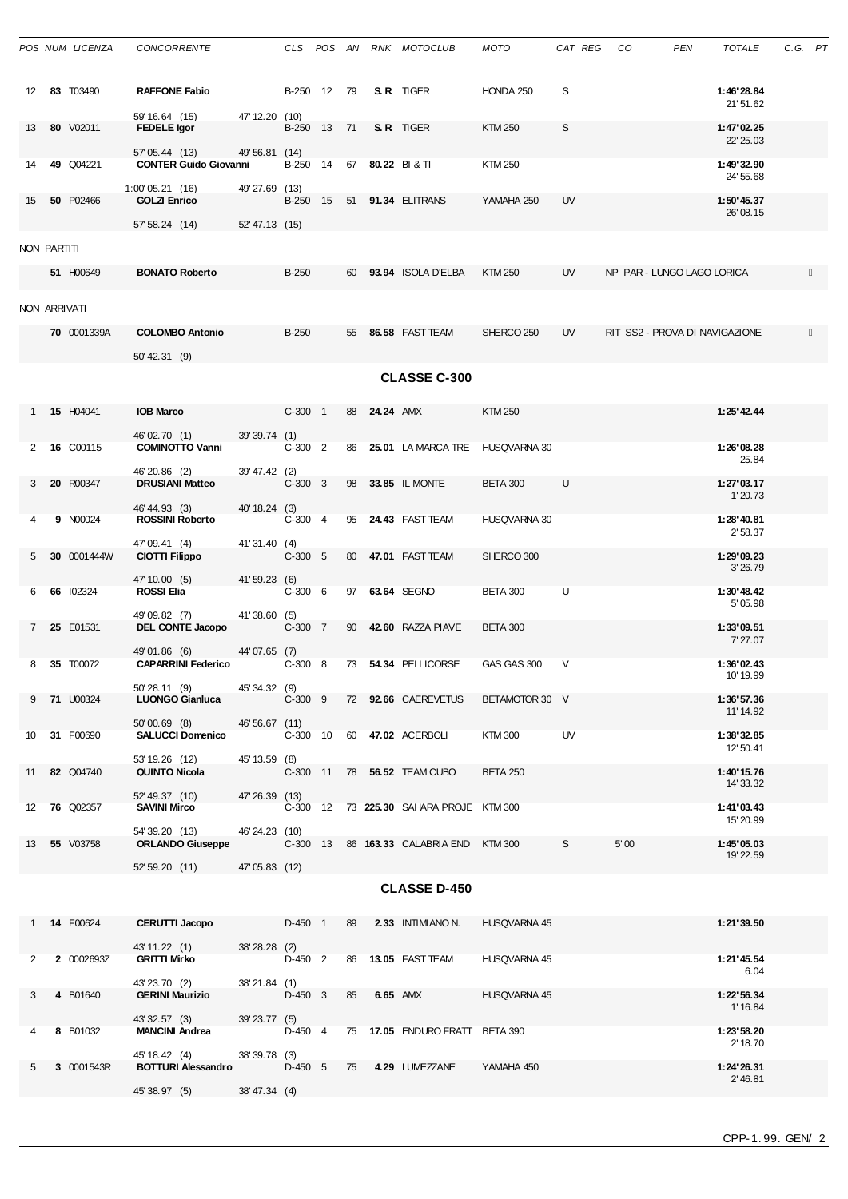| POS | NUM | LICENZA | CONCORRENTE | CLS | POS | AN | RNK | MOTOCLUB | MOTO | CAT | REG | CO | PEN | TOTALE | C.G. | PT |
|---|---|---|---|---|---|---|---|---|---|---|---|---|---|---|---|---|
| 12 | **83** | T03490 | **RAFFONE Fabio** | B-250 | 12 | 79 | **S. R** | TIGER | HONDA 250 | S | | | | **1:46'28.84** 21'51.62 | | |
| | | | 59'16.64 (15) 47'12.20 (10) | | | | | | | | | | | | | |
| 13 | **80** | V02011 | **FEDELE Igor** | B-250 | 13 | 71 | **S. R** | TIGER | KTM 250 | S | | | | **1:47'02.25** 22'25.03 | | |
| | | | 57'05.44 (13) 49'56.81 (14) | | | | | | | | | | | | | |
| 14 | **49** | Q04221 | **CONTER Guido Giovanni** | B-250 | 14 | 67 | **80.22** | BI & TI | KTM 250 | | | | | **1:49'32.90** 24'55.68 | | |
| | | | 1:00'05.21 (16) 49'27.69 (13) | | | | | | | | | | | | | |
| 15 | **50** | P02466 | **GOLZI Enrico** | B-250 | 15 | 51 | **91.34** | ELITRANS | YAMAHA 250 | UV | | | | **1:50'45.37** 26'08.15 | | |
| | | | 57'58.24 (14) 52'47.13 (15) | | | | | | | | | | | | | |

NON PARTITI

| POS | NUM | LICENZA | CONCORRENTE | CLS | POS | AN | RNK | MOTOCLUB | MOTO | CAT | REG | CO | PEN | TOTALE | C.G. | PT |
|---|---|---|---|---|---|---|---|---|---|---|---|---|---|---|---|---|
| | **51** | H00649 | **BONATO Roberto** | B-250 | | 60 | **93.94** | ISOLA D'ELBA | KTM 250 | UV | | NP PAR - LUNGO LAGO LORICA | | | | |

NON ARRIVATI

| POS | NUM | LICENZA | CONCORRENTE | CLS | POS | AN | RNK | MOTOCLUB | MOTO | CAT | REG | CO | PEN | TOTALE | C.G. | PT |
|---|---|---|---|---|---|---|---|---|---|---|---|---|---|---|---|---|
| | **70** | 0001339A | **COLOMBO Antonio** | B-250 | | 55 | **86.58** | FAST TEAM | SHERCO 250 | UV | | RIT SS2 - PROVA DI NAVIGAZIONE | | | | |
| | | | 50'42.31 (9) | | | | | | | | | | | | | |

## CLASSE C-300

| POS | NUM | LICENZA | CONCORRENTE | CLS | POS | AN | RNK | MOTOCLUB | MOTO | CAT | REG | CO | PEN | TOTALE | C.G. | PT |
|---|---|---|---|---|---|---|---|---|---|---|---|---|---|---|---|---|
| 1 | **15** | H04041 | **IOB Marco** | C-300 | 1 | 88 | **24.24** | AMX | KTM 250 | | | | | **1:25'42.44** | | |
| | | | 46'02.70 (1) 39'39.74 (1) | | | | | | | | | | | | | |
| 2 | **16** | C00115 | **COMINOTTO Vanni** | C-300 | 2 | 86 | **25.01** | LA MARCA TRE | HUSQVARNA 30 | | | | | **1:26'08.28** 25.84 | | |
| | | | 46'20.86 (2) 39'47.42 (2) | | | | | | | | | | | | | |
| 3 | **20** | R00347 | **DRUSIANI Matteo** | C-300 | 3 | 98 | **33.85** | IL MONTE | BETA 300 | U | | | | **1:27'03.17** 1'20.73 | | |
| | | | 46'44.93 (3) 40'18.24 (3) | | | | | | | | | | | | | |
| 4 | **9** | N00024 | **ROSSINI Roberto** | C-300 | 4 | 95 | **24.43** | FAST TEAM | HUSQVARNA 30 | | | | | **1:28'40.81** 2'58.37 | | |
| | | | 47'09.41 (4) 41'31.40 (4) | | | | | | | | | | | | | |
| 5 | **30** | 0001444W | **CIOTTI Filippo** | C-300 | 5 | 80 | **47.01** | FAST TEAM | SHERCO 300 | | | | | **1:29'09.23** 3'26.79 | | |
| | | | 47'10.00 (5) 41'59.23 (6) | | | | | | | | | | | | | |
| 6 | **66** | I02324 | **ROSSI Elia** | C-300 | 6 | 97 | **63.64** | SEGNO | BETA 300 | U | | | | **1:30'48.42** 5'05.98 | | |
| | | | 49'09.82 (7) 41'38.60 (5) | | | | | | | | | | | | | |
| 7 | **25** | E01531 | **DEL CONTE Jacopo** | C-300 | 7 | 90 | **42.60** | RAZZA PIAVE | BETA 300 | | | | | **1:33'09.51** 7'27.07 | | |
| | | | 49'01.86 (6) 44'07.65 (7) | | | | | | | | | | | | | |
| 8 | **35** | T00072 | **CAPARRINI Federico** | C-300 | 8 | 73 | **54.34** | PELLICORSE | GAS GAS 300 | V | | | | **1:36'02.43** 10'19.99 | | |
| | | | 50'28.11 (9) 45'34.32 (9) | | | | | | | | | | | | | |
| 9 | **71** | U00324 | **LUONGO Gianluca** | C-300 | 9 | 72 | **92.66** | CAEREVETUS | BETAMOTOR 30 | V | | | | **1:36'57.36** 11'14.92 | | |
| | | | 50'00.69 (8) 46'56.67 (11) | | | | | | | | | | | | | |
| 10 | **31** | F00690 | **SALUCCI Domenico** | C-300 | 10 | 60 | **47.02** | ACERBOLI | KTM 300 | UV | | | | **1:38'32.85** 12'50.41 | | |
| | | | 53'19.26 (12) 45'13.59 (8) | | | | | | | | | | | | | |
| 11 | **82** | Q04740 | **QUINTO Nicola** | C-300 | 11 | 78 | **56.52** | TEAM CUBO | BETA 250 | | | | | **1:40'15.76** 14'33.32 | | |
| | | | 52'49.37 (10) 47'26.39 (13) | | | | | | | | | | | | | |
| 12 | **76** | Q02357 | **SAVINI Mirco** | C-300 | 12 | 73 | **225.30** | SAHARA PROJE | KTM 300 | | | | | **1:41'03.43** 15'20.99 | | |
| | | | 54'39.20 (13) 46'24.23 (10) | | | | | | | | | | | | | |
| 13 | **55** | V03758 | **ORLANDO Giuseppe** | C-300 | 13 | 86 | **163.33** | CALABRIA END | KTM 300 | S | | 5'00 | | **1:45'05.03** 19'22.59 | | |
| | | | 52'59.20 (11) 47'05.83 (12) | | | | | | | | | | | | | |

## CLASSE D-450

| POS | NUM | LICENZA | CONCORRENTE | CLS | POS | AN | RNK | MOTOCLUB | MOTO | CAT | REG | CO | PEN | TOTALE | C.G. | PT |
|---|---|---|---|---|---|---|---|---|---|---|---|---|---|---|---|---|
| 1 | **14** | F00624 | **CERUTTI Jacopo** | D-450 | 1 | 89 | **2.33** | INTIMIANO N. | HUSQVARNA 45 | | | | | **1:21'39.50** | | |
| | | | 43'11.22 (1) 38'28.28 (2) | | | | | | | | | | | | | |
| 2 | **2** | 0002693Z | **GRITTI Mirko** | D-450 | 2 | 86 | **13.05** | FAST TEAM | HUSQVARNA 45 | | | | | **1:21'45.54** 6.04 | | |
| | | | 43'23.70 (2) 38'21.84 (1) | | | | | | | | | | | | | |
| 3 | **4** | B01640 | **GERINI Maurizio** | D-450 | 3 | 85 | **6.65** | AMX | HUSQVARNA 45 | | | | | **1:22'56.34** 1'16.84 | | |
| | | | 43'32.57 (3) 39'23.77 (5) | | | | | | | | | | | | | |
| 4 | **8** | B01032 | **MANCINI Andrea** | D-450 | 4 | 75 | **17.05** | ENDURO FRATT | BETA 390 | | | | | **1:23'58.20** 2'18.70 | | |
| | | | 45'18.42 (4) 38'39.78 (3) | | | | | | | | | | | | | |
| 5 | **3** | 0001543R | **BOTTURI Alessandro** | D-450 | 5 | 75 | **4.29** | LUMEZZANE | YAMAHA 450 | | | | | **1:24'26.31** 2'46.81 | | |
| | | | 45'38.97 (5) 38'47.34 (4) | | | | | | | | | | | | | |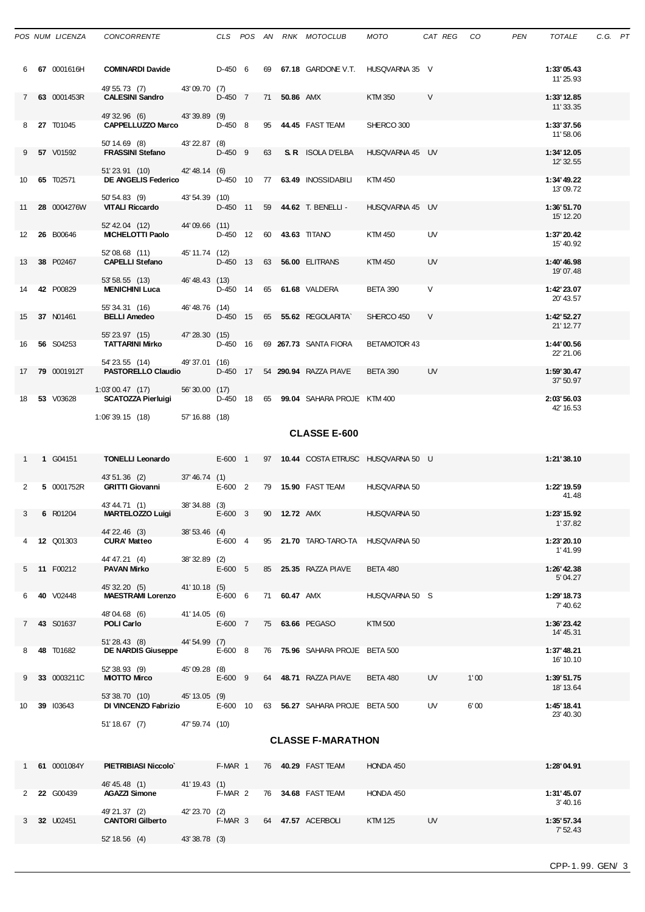| POS | NUM | LICENZA | CONCORRENTE | CLS | POS | AN | RNK | MOTOCLUB | MOTO | CAT | REG | CO | PEN | TOTALE | C.G. | PT |
|---|---|---|---|---|---|---|---|---|---|---|---|---|---|---|---|---|
| 6 | **67** | 0001616H | **COMINARDI Davide** | D-450 | 6 | 69 | **67.18** | GARDONE V.T. | HUSQVARNA 350 | V | | | | **1:33'05.43** 11'25.93 | | |
| | | | 49'55.73 (7) 43'09.70 (7) | | | | | | | | | | | | | |
| 7 | **63** | 0001453R | **CALESINI Sandro** | D-450 | 7 | 71 | **50.86** | AMX | KTM 350 | V | | | | **1:33'12.85** 11'33.35 | | |
| | | | 49'32.96 (6) 43'39.89 (9) | | | | | | | | | | | | | |
| 8 | **27** | T01045 | **CAPPELLUZZO Marco** | D-450 | 8 | 95 | **44.45** | FAST TEAM | SHERCO 300 | | | | | **1:33'37.56** 11'58.06 | | |
| | | | 50'14.69 (8) 43'22.87 (8) | | | | | | | | | | | | | |
| 9 | **57** | V01592 | **FRASSINI Stefano** | D-450 | 9 | 63 | **S. R** | ISOLA D'ELBA | HUSQVARNA 450 | UV | | | | **1:34'12.05** 12'32.55 | | |
| | | | 51'23.91 (10) 42'48.14 (6) | | | | | | | | | | | | | |
| 10 | **65** | T02571 | **DE ANGELIS Federico** | D-450 | 10 | 77 | **63.49** | INOSSIDABILI | KTM 450 | | | | | **1:34'49.22** 13'09.72 | | |
| | | | 50'54.83 (9) 43'54.39 (10) | | | | | | | | | | | | | |
| 11 | **28** | 0004276W | **VITALI Riccardo** | D-450 | 11 | 59 | **44.62** | T. BENELLI - | HUSQVARNA 450 | UV | | | | **1:36'51.70** 15'12.20 | | |
| | | | 52'42.04 (12) 44'09.66 (11) | | | | | | | | | | | | | |
| 12 | **26** | B00646 | **MICHELOTTI Paolo** | D-450 | 12 | 60 | **43.63** | TITANO | KTM 450 | UV | | | | **1:37'20.42** 15'40.92 | | |
| | | | 52'08.68 (11) 45'11.74 (12) | | | | | | | | | | | | | |
| 13 | **38** | P02467 | **CAPELLI Stefano** | D-450 | 13 | 63 | **56.00** | ELITRANS | KTM 450 | UV | | | | **1:40'46.98** 19'07.48 | | |
| | | | 53'58.55 (13) 46'48.43 (13) | | | | | | | | | | | | | |
| 14 | **42** | P00829 | **MENICHINI Luca** | D-450 | 14 | 65 | **61.68** | VALDERA | BETA 390 | V | | | | **1:42'23.07** 20'43.57 | | |
| | | | 55'34.31 (16) 46'48.76 (14) | | | | | | | | | | | | | |
| 15 | **37** | N01461 | **BELLI Amedeo** | D-450 | 15 | 65 | **55.62** | REGOLARITA` | SHERCO 450 | V | | | | **1:42'52.27** 21'12.77 | | |
| | | | 55'23.97 (15) 47'28.30 (15) | | | | | | | | | | | | | |
| 16 | **56** | S04253 | **TATTARINI Mirko** | D-450 | 16 | 69 | **267.73** | SANTA FIORA | BETAMOTOR 43 | | | | | **1:44'00.56** 22'21.06 | | |
| | | | 54'23.55 (14) 49'37.01 (16) | | | | | | | | | | | | | |
| 17 | **79** | 0001912T | **PASTORELLO Claudio** | D-450 | 17 | 54 | **290.94** | RAZZA PIAVE | BETA 390 | UV | | | | **1:59'30.47** 37'50.97 | | |
| | | | 1:03'00.47 (17) 56'30.00 (17) | | | | | | | | | | | | | |
| 18 | **53** | V03628 | **SCATOZZA Pierluigi** | D-450 | 18 | 65 | **99.04** | SAHARA PROJE | KTM 400 | | | | | **2:03'56.03** 42'16.53 | | |
| | | | 1:06'39.15 (18) 57'16.88 (18) | | | | | | | | | | | | | |

## CLASSE E-600

| POS | NUM | LICENZA | CONCORRENTE | CLS | POS | AN | RNK | MOTOCLUB | MOTO | CAT | REG | CO | PEN | TOTALE | C.G. | PT |
|---|---|---|---|---|---|---|---|---|---|---|---|---|---|---|---|---|
| 1 | **1** | G04151 | **TONELLI Leonardo** | E-600 | 1 | 97 | **10.44** | COSTA ETRUSC | HUSQVARNA 50 | U | | | | **1:21'38.10** | | |
| | | | 43'51.36 (2) 37'46.74 (1) | | | | | | | | | | | | | |
| 2 | **5** | 0001752R | **GRITTI Giovanni** | E-600 | 2 | 79 | **15.90** | FAST TEAM | HUSQVARNA 50 | | | | | **1:22'19.59** 41.48 | | |
| | | | 43'44.71 (1) 38'34.88 (3) | | | | | | | | | | | | | |
| 3 | **6** | R01204 | **MARTELOZZO Luigi** | E-600 | 3 | 90 | **12.72** | AMX | HUSQVARNA 50 | | | | | **1:23'15.92** 1'37.82 | | |
| | | | 44'22.46 (3) 38'53.46 (4) | | | | | | | | | | | | | |
| 4 | **12** | Q01303 | **CURA' Matteo** | E-600 | 4 | 95 | **21.70** | TARO-TARO-TA | HUSQVARNA 50 | | | | | **1:23'20.10** 1'41.99 | | |
| | | | 44'47.21 (4) 38'32.89 (2) | | | | | | | | | | | | | |
| 5 | **11** | F00212 | **PAVAN Mirko** | E-600 | 5 | 85 | **25.35** | RAZZA PIAVE | BETA 480 | | | | | **1:26'42.38** 5'04.27 | | |
| | | | 45'32.20 (5) 41'10.18 (5) | | | | | | | | | | | | | |
| 6 | **40** | V02448 | **MAESTRAMI Lorenzo** | E-600 | 6 | 71 | **60.47** | AMX | HUSQVARNA 50 | S | | | | **1:29'18.73** 7'40.62 | | |
| | | | 48'04.68 (6) 41'14.05 (6) | | | | | | | | | | | | | |
| 7 | **43** | S01637 | **POLI Carlo** | E-600 | 7 | 75 | **63.66** | PEGASO | KTM 500 | | | | | **1:36'23.42** 14'45.31 | | |
| | | | 51'28.43 (8) 44'54.99 (7) | | | | | | | | | | | | | |
| 8 | **48** | T01682 | **DE NARDIS Giuseppe** | E-600 | 8 | 76 | **75.96** | SAHARA PROJE | BETA 500 | | | | | **1:37'48.21** 16'10.10 | | |
| | | | 52'38.93 (9) 45'09.28 (8) | | | | | | | | | | | | | |
| 9 | **33** | 0003211C | **MIOTTO Mirco** | E-600 | 9 | 64 | **48.71** | RAZZA PIAVE | BETA 480 | UV | | 1'00 | | **1:39'51.75** 18'13.64 | | |
| | | | 53'38.70 (10) 45'13.05 (9) | | | | | | | | | | | | | |
| 10 | **39** | I03643 | **DI VINCENZO Fabrizio** | E-600 | 10 | 63 | **56.27** | SAHARA PROJE | BETA 500 | UV | | 6'00 | | **1:45'18.41** 23'40.30 | | |
| | | | 51'18.67 (7) 47'59.74 (10) | | | | | | | | | | | | | |

## CLASSE F-MARATHON

| POS | NUM | LICENZA | CONCORRENTE | CLS | POS | AN | RNK | MOTOCLUB | MOTO | CAT | REG | CO | PEN | TOTALE | C.G. | PT |
|---|---|---|---|---|---|---|---|---|---|---|---|---|---|---|---|---|
| 1 | **61** | 0001084Y | **PIETRIBIASI Niccolo`** | F-MAR | 1 | 76 | **40.29** | FAST TEAM | HONDA 450 | | | | | **1:28'04.91** | | |
| | | | 46'45.48 (1) 41'19.43 (1) | | | | | | | | | | | | | |
| 2 | **22** | G00439 | **AGAZZI Simone** | F-MAR | 2 | 76 | **34.68** | FAST TEAM | HONDA 450 | | | | | **1:31'45.07** 3'40.16 | | |
| | | | 49'21.37 (2) 42'23.70 (2) | | | | | | | | | | | | | |
| 3 | **32** | U02451 | **CANTORI Gilberto** | F-MAR | 3 | 64 | **47.57** | ACERBOLI | KTM 125 | UV | | | | **1:35'57.34** 7'52.43 | | |
| | | | 52'18.56 (4) 43'38.78 (3) | | | | | | | | | | | | | |

CPP-1.99. GEN/ 3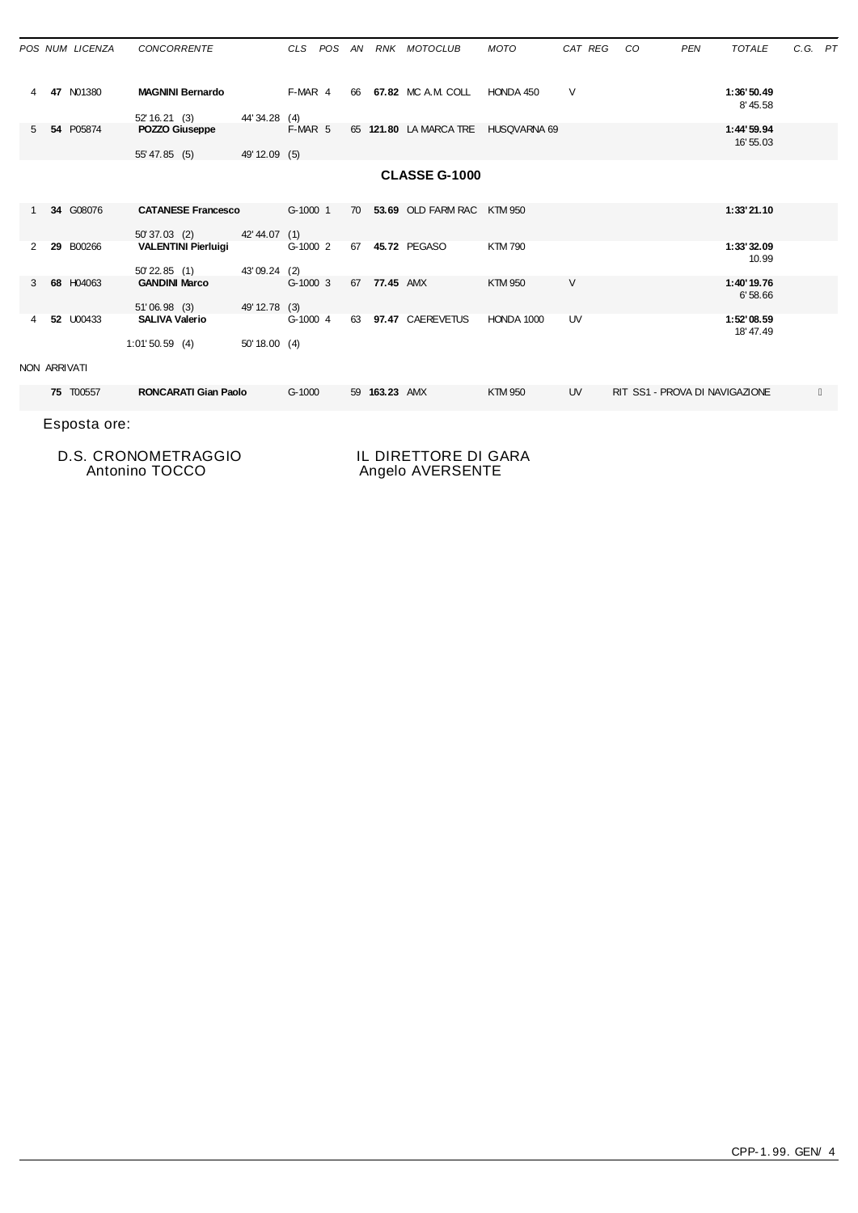| POS | NUM | LICENZA | CONCORRENTE | | CLS | POS | AN | RNK | MOTOCLUB | MOTO | CAT | REG | CO | PEN | TOTALE | C.G. | PT |
|---|---|---|---|---|---|---|---|---|---|---|---|---|---|---|---|---|---|
| 4 | **47** | N01380 | **MAGNINI Bernardo** | | F-MAR | 4 | 66 | **67.82** | MC A.M. COLL | HONDA 450 | V | | | | **1:36'50.49** 8'45.58 | | |
| | | | 52'16.21 (3) | 44'34.28 (4) | | | | | | | | | | | | | |
| 5 | **54** | P05874 | **POZZO Giuseppe** | | F-MAR | 5 | 65 | **121.80** | LA MARCA TRE | HUSQVARNA 69 | | | | | **1:44'59.94** 16'55.03 | | |
| | | | 55'47.85 (5) | 49'12.09 (5) | | | | | | | | | | | | | |

## CLASSE G-1000

| POS | NUM | LICENZA | CONCORRENTE | | CLS | POS | AN | RNK | MOTOCLUB | MOTO | CAT | REG | CO | PEN | TOTALE | C.G. | PT |
|---|---|---|---|---|---|---|---|---|---|---|---|---|---|---|---|---|---|
| 1 | **34** | G08076 | **CATANESE Francesco** | | G-1000 | 1 | 70 | **53.69** | OLD FARM RAC | KTM 950 | | | | | **1:33'21.10** | | |
| | | | 50'37.03 (2) | 42'44.07 (1) | | | | | | | | | | | | | |
| 2 | **29** | B00266 | **VALENTINI Pierluigi** | | G-1000 | 2 | 67 | **45.72** | PEGASO | KTM 790 | | | | | **1:33'32.09** 10.99 | | |
| | | | 50'22.85 (1) | 43'09.24 (2) | | | | | | | | | | | | | |
| 3 | **68** | H04063 | **GANDINI Marco** | | G-1000 | 3 | 67 | **77.45** | AMX | KTM 950 | V | | | | **1:40'19.76** 6'58.66 | | |
| | | | 51'06.98 (3) | 49'12.78 (3) | | | | | | | | | | | | | |
| 4 | **52** | U00433 | **SALIVA Valerio** | | G-1000 | 4 | 63 | **97.47** | CAEREVETUS | HONDA 1000 | UV | | | | **1:52'08.59** 18'47.49 | | |

NON ARRIVATI

| POS | NUM | LICENZA | CONCORRENTE | CLS | AN | RNK | MOTOCLUB | MOTO | CAT | NOTE |
|---|---|---|---|---|---|---|---|---|---|---|
| | **75** | T00557 | **RONCARATI Gian Paolo** | G-1000 | 59 | **163.23** | AMX | KTM 950 | UV | RIT SS1 - PROVA DI NAVIGAZIONE |

Esposta ore:

D.S. CRONOMETRAGGIO
Antonino TOCCO

IL DIRETTORE DI GARA
Angelo AVERSENTE

CPP-1.99. GEN/ 4